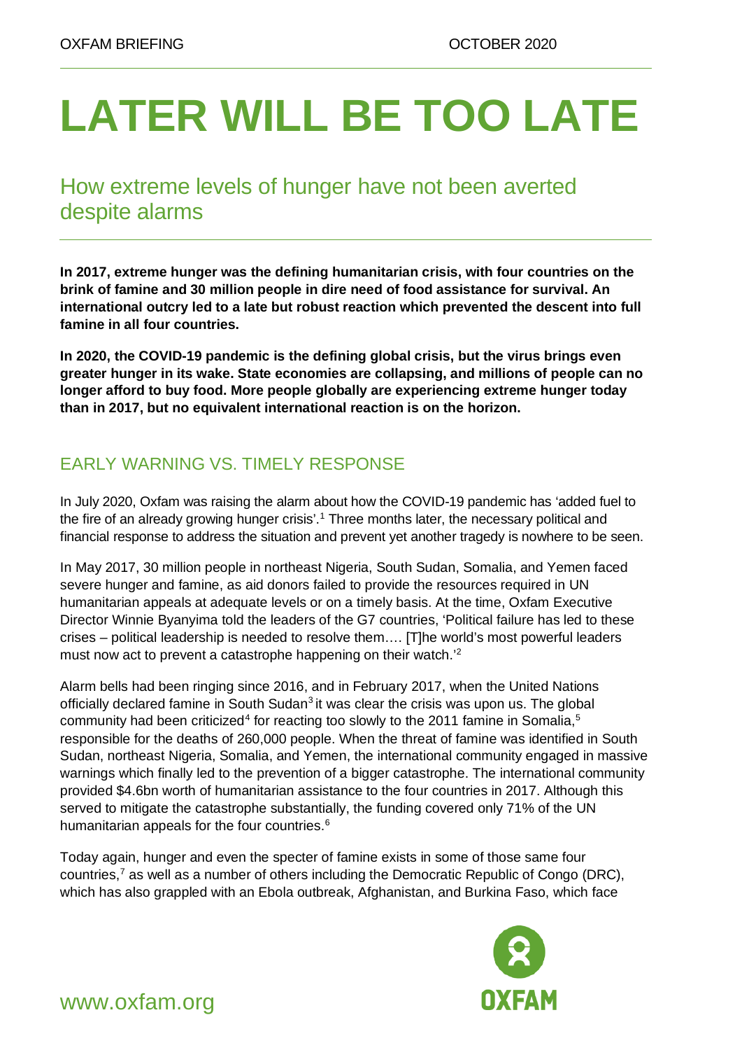OXFAM BRIEFING OCTOBER 2020

# LATER WILL BE TOO LATE

## How extreme levels of hunger have not been averted despite alarms

**In 2017, extreme hunger was the defining humanitarian crisis, with four countries on the brink of famine and 30 million people in dire need of food assistance for survival. An international outcry led to a late but robust reaction which prevented the descent into full famine in all four countries.**

**In 2020, the COVID-19 pandemic is the defining global crisis, but the virus brings even greater hunger in its wake. State economies are collapsing, and millions of people can no longer afford to buy food. More people globally are experiencing extreme hunger today than in 2017, but no equivalent international reaction is on the horizon.**

## EARLY WARNING VS. TIMELY RESPONSE

In July 2020, Oxfam was raising the alarm about how the COVID-19 pandemic has 'added fuel to the fire of an already growing hunger crisis'.[1] Three months later, the necessary political and financial response to address the situation and prevent yet another tragedy is nowhere to be seen.

In May 2017, 30 million people in northeast Nigeria, South Sudan, Somalia, and Yemen faced severe hunger and famine, as aid donors failed to provide the resources required in UN humanitarian appeals at adequate levels or on a timely basis. At the time, Oxfam Executive Director Winnie Byanyima told the leaders of the G7 countries, 'Political failure has led to these crises – political leadership is needed to resolve them…. [T]he world's most powerful leaders must now act to prevent a catastrophe happening on their watch.'[2]

Alarm bells had been ringing since 2016, and in February 2017, when the United Nations officially declared famine in South Sudan[3] it was clear the crisis was upon us. The global community had been criticized[4] for reacting too slowly to the 2011 famine in Somalia,[5] responsible for the deaths of 260,000 people. When the threat of famine was identified in South Sudan, northeast Nigeria, Somalia, and Yemen, the international community engaged in massive warnings which finally led to the prevention of a bigger catastrophe. The international community provided $4.6bn worth of humanitarian assistance to the four countries in 2017. Although this served to mitigate the catastrophe substantially, the funding covered only 71% of the UN humanitarian appeals for the four countries.[6]

Today again, hunger and even the specter of famine exists in some of those same four countries,[7] as well as a number of others including the Democratic Republic of Congo (DRC), which has also grappled with an Ebola outbreak, Afghanistan, and Burkina Faso, which face

www.oxfam.org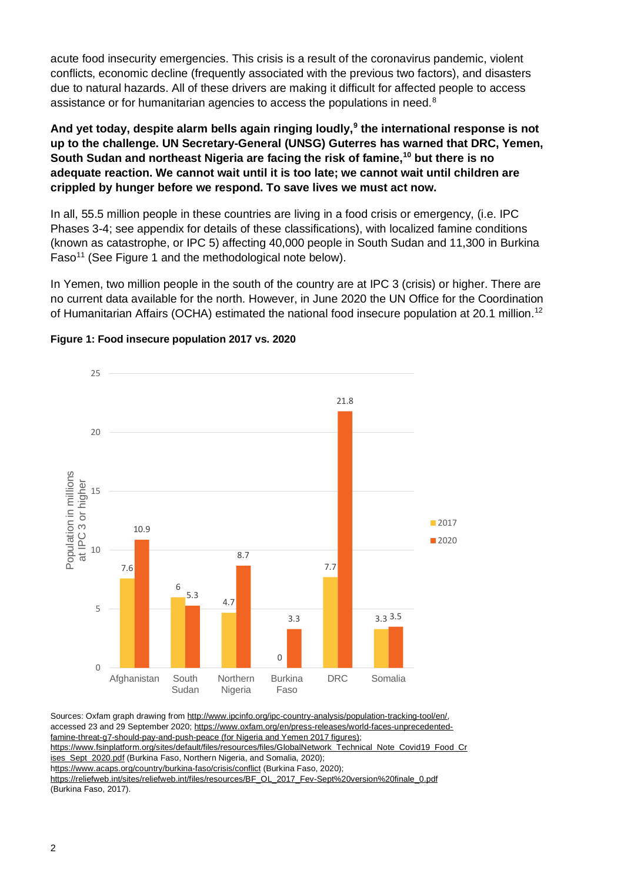acute food insecurity emergencies. This crisis is a result of the coronavirus pandemic, violent conflicts, economic decline (frequently associated with the previous two factors), and disasters due to natural hazards. All of these drivers are making it difficult for affected people to access assistance or for humanitarian agencies to access the populations in need.[8]

**And yet today, despite alarm bells again ringing loudly,[9] the international response is not up to the challenge. UN Secretary-General (UNSG) Guterres has warned that DRC, Yemen, South Sudan and northeast Nigeria are facing the risk of famine,[10] but there is no adequate reaction. We cannot wait until it is too late; we cannot wait until children are crippled by hunger before we respond. To save lives we must act now.**

In all, 55.5 million people in these countries are living in a food crisis or emergency, (i.e. IPC Phases 3-4; see appendix for details of these classifications), with localized famine conditions (known as catastrophe, or IPC 5) affecting 40,000 people in South Sudan and 11,300 in Burkina Faso[11] (See Figure 1 and the methodological note below).

In Yemen, two million people in the south of the country are at IPC 3 (crisis) or higher. There are no current data available for the north. However, in June 2020 the UN Office for the Coordination of Humanitarian Affairs (OCHA) estimated the national food insecure population at 20.1 million.[12]

**Figure 1: Food insecure population 2017 vs. 2020**

| Population in millions at IPC 3 or higher | 2017 | 2020 |
|---|---|---|
| Afghanistan | 7.6 | 10.9 |
| South Sudan | 6 | 5.3 |
| Northern Nigeria | 4.7 | 8.7 |
| Burkina Faso | 0 | 3.3 |
| DRC | 7.7 | 21.8 |
| Somalia | 3.3 | 3.5 |

Sources: Oxfam graph drawing from http://www.ipcinfo.org/ipc-country-analysis/population-tracking-tool/en/, accessed 23 and 29 September 2020; https://www.oxfam.org/en/press-releases/world-faces-unprecedented-famine-threat-g7-should-pay-and-push-peace (for Nigeria and Yemen 2017 figures); https://www.fsinplatform.org/sites/default/files/resources/files/GlobalNetwork_Technical_Note_Covid19_Food_Crises_Sept_2020.pdf (Burkina Faso, Northern Nigeria, and Somalia, 2020); https://www.acaps.org/country/burkina-faso/crisis/conflict (Burkina Faso, 2020); https://reliefweb.int/sites/reliefweb.int/files/resources/BF_OL_2017_Fev-Sept%20version%20finale_0.pdf (Burkina Faso, 2017).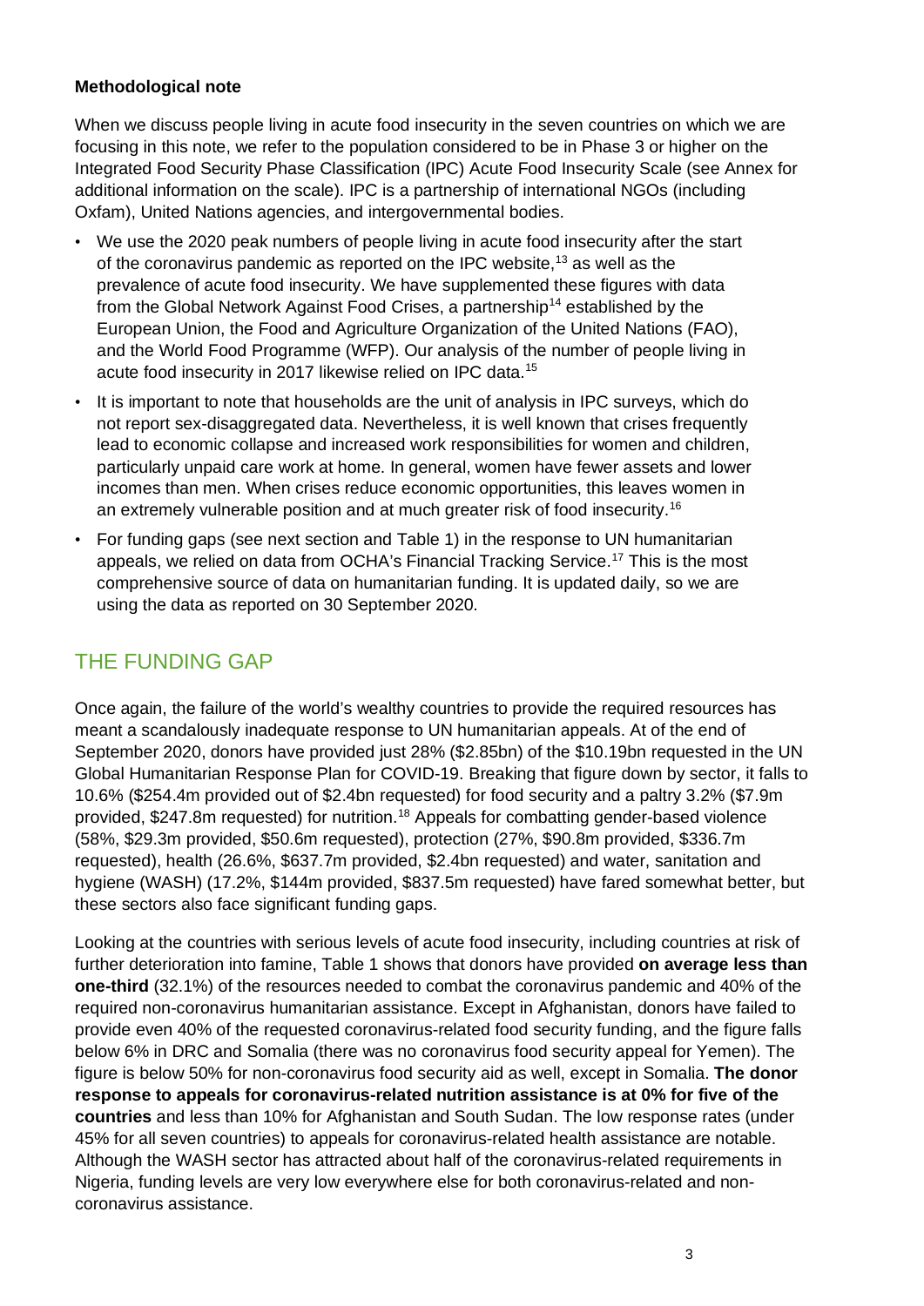**Methodological note**

When we discuss people living in acute food insecurity in the seven countries on which we are focusing in this note, we refer to the population considered to be in Phase 3 or higher on the Integrated Food Security Phase Classification (IPC) Acute Food Insecurity Scale (see Annex for additional information on the scale). IPC is a partnership of international NGOs (including Oxfam), United Nations agencies, and intergovernmental bodies.

- We use the 2020 peak numbers of people living in acute food insecurity after the start of the coronavirus pandemic as reported on the IPC website,[13] as well as the prevalence of acute food insecurity. We have supplemented these figures with data from the Global Network Against Food Crises, a partnership[14] established by the European Union, the Food and Agriculture Organization of the United Nations (FAO), and the World Food Programme (WFP). Our analysis of the number of people living in acute food insecurity in 2017 likewise relied on IPC data.[15]
- It is important to note that households are the unit of analysis in IPC surveys, which do not report sex-disaggregated data. Nevertheless, it is well known that crises frequently lead to economic collapse and increased work responsibilities for women and children, particularly unpaid care work at home. In general, women have fewer assets and lower incomes than men. When crises reduce economic opportunities, this leaves women in an extremely vulnerable position and at much greater risk of food insecurity.[16]
- For funding gaps (see next section and Table 1) in the response to UN humanitarian appeals, we relied on data from OCHA's Financial Tracking Service.[17] This is the most comprehensive source of data on humanitarian funding. It is updated daily, so we are using the data as reported on 30 September 2020.

## THE FUNDING GAP

Once again, the failure of the world's wealthy countries to provide the required resources has meant a scandalously inadequate response to UN humanitarian appeals. At of the end of September 2020, donors have provided just 28% ($2.85bn) of the $10.19bn requested in the UN Global Humanitarian Response Plan for COVID-19. Breaking that figure down by sector, it falls to 10.6% ($254.4m provided out of $2.4bn requested) for food security and a paltry 3.2% ($7.9m provided, $247.8m requested) for nutrition.[18] Appeals for combatting gender-based violence (58%, $29.3m provided, $50.6m requested), protection (27%, $90.8m provided, $336.7m requested), health (26.6%, $637.7m provided, $2.4bn requested) and water, sanitation and hygiene (WASH) (17.2%, $144m provided, $837.5m requested) have fared somewhat better, but these sectors also face significant funding gaps.

Looking at the countries with serious levels of acute food insecurity, including countries at risk of further deterioration into famine, Table 1 shows that donors have provided **on average less than one-third** (32.1%) of the resources needed to combat the coronavirus pandemic and 40% of the required non-coronavirus humanitarian assistance. Except in Afghanistan, donors have failed to provide even 40% of the requested coronavirus-related food security funding, and the figure falls below 6% in DRC and Somalia (there was no coronavirus food security appeal for Yemen). The figure is below 50% for non-coronavirus food security aid as well, except in Somalia. **The donor response to appeals for coronavirus-related nutrition assistance is at 0% for five of the countries** and less than 10% for Afghanistan and South Sudan. The low response rates (under 45% for all seven countries) to appeals for coronavirus-related health assistance are notable. Although the WASH sector has attracted about half of the coronavirus-related requirements in Nigeria, funding levels are very low everywhere else for both coronavirus-related and non-coronavirus assistance.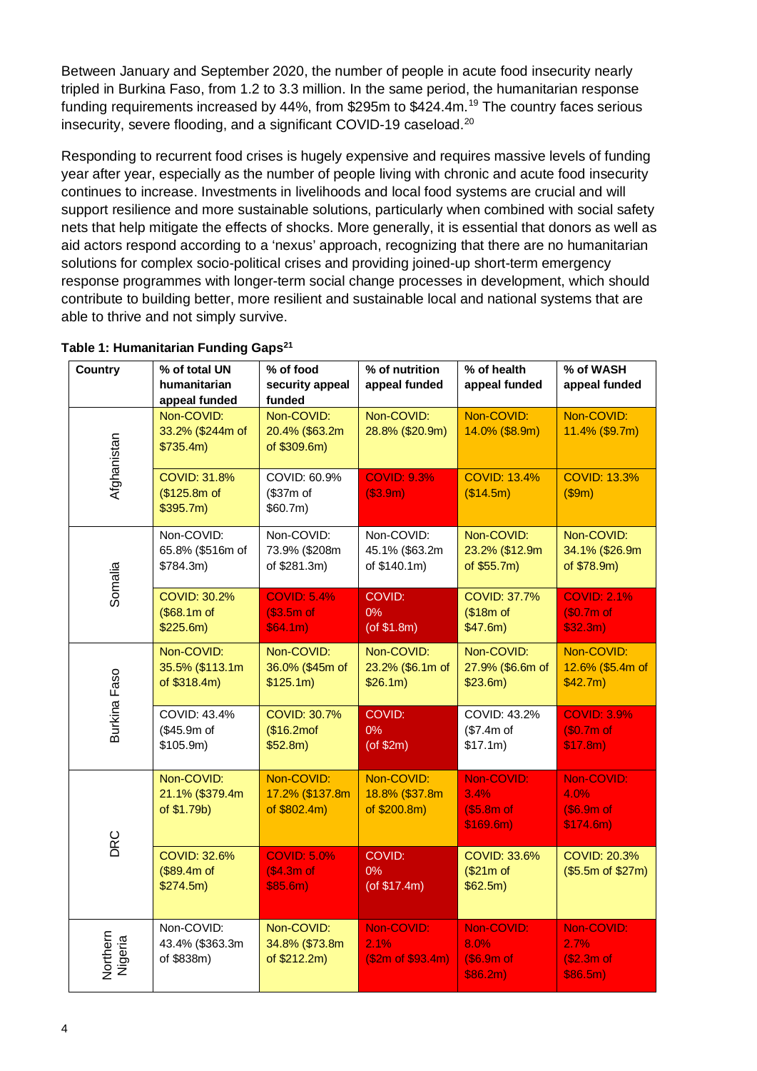Between January and September 2020, the number of people in acute food insecurity nearly tripled in Burkina Faso, from 1.2 to 3.3 million. In the same period, the humanitarian response funding requirements increased by 44%, from $295m to $424.4m.[19] The country faces serious insecurity, severe flooding, and a significant COVID-19 caseload.[20]

Responding to recurrent food crises is hugely expensive and requires massive levels of funding year after year, especially as the number of people living with chronic and acute food insecurity continues to increase. Investments in livelihoods and local food systems are crucial and will support resilience and more sustainable solutions, particularly when combined with social safety nets that help mitigate the effects of shocks. More generally, it is essential that donors as well as aid actors respond according to a 'nexus' approach, recognizing that there are no humanitarian solutions for complex socio-political crises and providing joined-up short-term emergency response programmes with longer-term social change processes in development, which should contribute to building better, more resilient and sustainable local and national systems that are able to thrive and not simply survive.

**Table 1: Humanitarian Funding Gaps[21]**

| Country | % of total UN humanitarian appeal funded | % of food security appeal funded | % of nutrition appeal funded | % of health appeal funded | % of WASH appeal funded |
|---|---|---|---|---|---|
| Afghanistan | Non-COVID: 33.2% ($244m of $735.4m) | Non-COVID: 20.4% ($63.2m of $309.6m) | Non-COVID: 28.8% ($20.9m) | Non-COVID: 14.0% ($8.9m) | Non-COVID: 11.4% ($9.7m) |
| | COVID: 31.8% ($125.8m of $395.7m) | COVID: 60.9% ($37m of $60.7m) | COVID: 9.3% ($3.9m) | COVID: 13.4% ($14.5m) | COVID: 13.3% ($9m) |
| Somalia | Non-COVID: 65.8% ($516m of $784.3m) | Non-COVID: 73.9% ($208m of $281.3m) | Non-COVID: 45.1% ($63.2m of $140.1m) | Non-COVID: 23.2% ($12.9m of $55.7m) | Non-COVID: 34.1% ($26.9m of $78.9m) |
| | COVID: 30.2% ($68.1m of $225.6m) | COVID: 5.4% ($3.5m of $64.1m) | COVID: 0% (of $1.8m) | COVID: 37.7% ($18m of $47.6m) | COVID: 2.1% ($0.7m of $32.3m) |
| Burkina Faso | Non-COVID: 35.5% ($113.1m of $318.4m) | Non-COVID: 36.0% ($45m of $125.1m) | Non-COVID: 23.2% ($6.1m of $26.1m) | Non-COVID: 27.9% ($6.6m of $23.6m) | Non-COVID: 12.6% ($5.4m of $42.7m) |
| | COVID: 43.4% ($45.9m of $105.9m) | COVID: 30.7% ($16.2mof $52.8m) | COVID: 0% (of $2m) | COVID: 43.2% ($7.4m of $17.1m) | COVID: 3.9% ($0.7m of $17.8m) |
| DRC | Non-COVID: 21.1% ($379.4m of $1.79b) | Non-COVID: 17.2% ($137.8m of $802.4m) | Non-COVID: 18.8% ($37.8m of $200.8m) | Non-COVID: 3.4% ($5.8m of $169.6m) | Non-COVID: 4.0% ($6.9m of $174.6m) |
| | COVID: 32.6% ($89.4m of $274.5m) | COVID: 5.0% ($4.3m of $85.6m) | COVID: 0% (of $17.4m) | COVID: 33.6% ($21m of $62.5m) | COVID: 20.3% ($5.5m of $27m) |
| Northern Nigeria | Non-COVID: 43.4% ($363.3m of $838m) | Non-COVID: 34.8% ($73.8m of $212.2m) | Non-COVID: 2.1% ($2m of $93.4m) | Non-COVID: 8.0% ($6.9m of $86.2m) | Non-COVID: 2.7% ($2.3m of $86.5m) |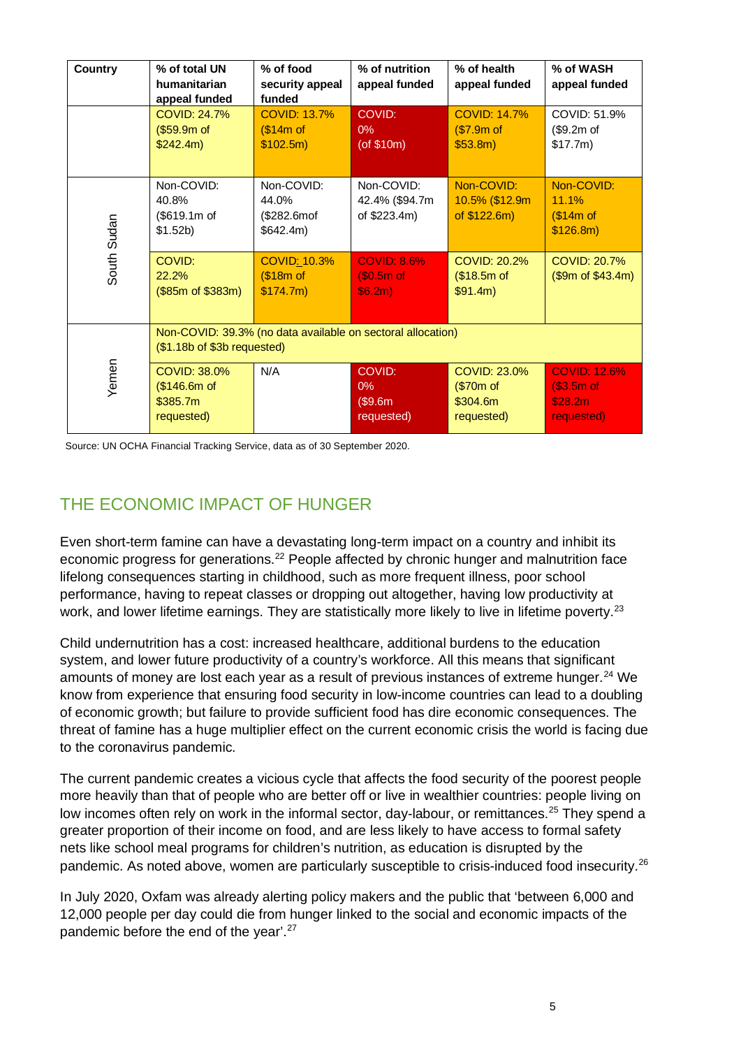| Country | % of total UN humanitarian appeal funded | % of food security appeal funded | % of nutrition appeal funded | % of health appeal funded | % of WASH appeal funded |
|---|---|---|---|---|---|
| | COVID: 24.7% ($59.9m of $242.4m) | COVID: 13.7% ($14m of $102.5m) | COVID: 0% (of $10m) | COVID: 14.7% ($7.9m of $53.8m) | COVID: 51.9% ($9.2m of $17.7m) |
| South Sudan | Non-COVID: 40.8% ($619.1m of $1.52b) | Non-COVID: 44.0% ($282.6mof $642.4m) | Non-COVID: 42.4% ($94.7m of $223.4m) | Non-COVID: 10.5% ($12.9m of $122.6m) | Non-COVID: 11.1% ($14m of $126.8m) |
| | COVID: 22.2% ($85m of $383m) | COVID: 10.3% ($18m of $174.7m) | COVID: 8.6% ($0.5m of $6.2m) | COVID: 20.2% ($18.5m of $91.4m) | COVID: 20.7% ($9m of $43.4m) |
| Yemen | Non-COVID: 39.3% (no data available on sectoral allocation) ($1.18b of $3b requested) | | | | |
| | COVID: 38.0% ($146.6m of $385.7m requested) | N/A | COVID: 0% ($9.6m requested) | COVID: 23.0% ($70m of $304.6m requested) | COVID: 12.6% ($3.5m of $28.2m requested) |

Source: UN OCHA Financial Tracking Service, data as of 30 September 2020.

## THE ECONOMIC IMPACT OF HUNGER

Even short-term famine can have a devastating long-term impact on a country and inhibit its economic progress for generations.[22] People affected by chronic hunger and malnutrition face lifelong consequences starting in childhood, such as more frequent illness, poor school performance, having to repeat classes or dropping out altogether, having low productivity at work, and lower lifetime earnings. They are statistically more likely to live in lifetime poverty.[23]

Child undernutrition has a cost: increased healthcare, additional burdens to the education system, and lower future productivity of a country's workforce. All this means that significant amounts of money are lost each year as a result of previous instances of extreme hunger.[24] We know from experience that ensuring food security in low-income countries can lead to a doubling of economic growth; but failure to provide sufficient food has dire economic consequences. The threat of famine has a huge multiplier effect on the current economic crisis the world is facing due to the coronavirus pandemic.

The current pandemic creates a vicious cycle that affects the food security of the poorest people more heavily than that of people who are better off or live in wealthier countries: people living on low incomes often rely on work in the informal sector, day-labour, or remittances.[25] They spend a greater proportion of their income on food, and are less likely to have access to formal safety nets like school meal programs for children's nutrition, as education is disrupted by the pandemic. As noted above, women are particularly susceptible to crisis-induced food insecurity.[26]

In July 2020, Oxfam was already alerting policy makers and the public that 'between 6,000 and 12,000 people per day could die from hunger linked to the social and economic impacts of the pandemic before the end of the year'.[27]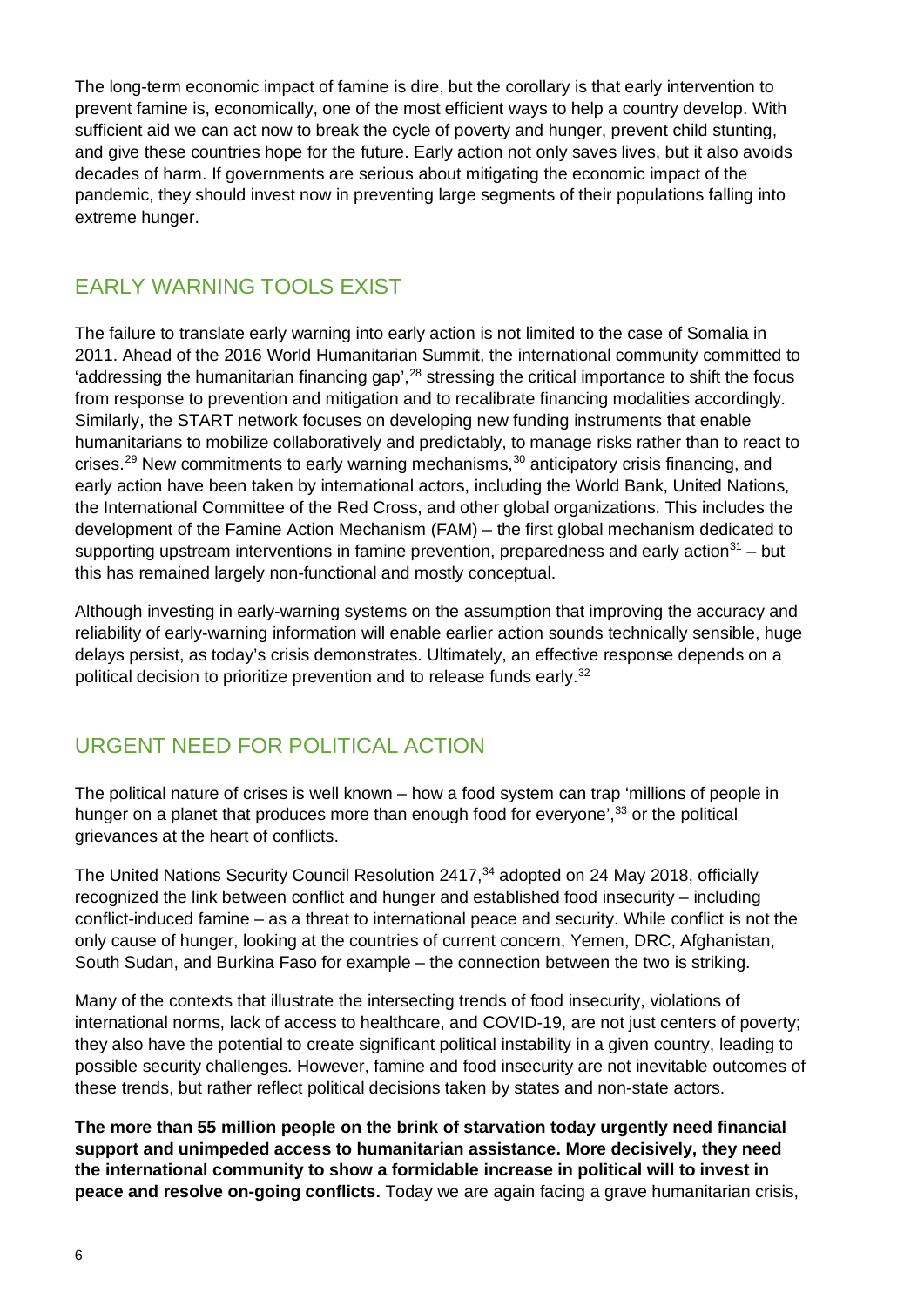The long-term economic impact of famine is dire, but the corollary is that early intervention to prevent famine is, economically, one of the most efficient ways to help a country develop. With sufficient aid we can act now to break the cycle of poverty and hunger, prevent child stunting, and give these countries hope for the future. Early action not only saves lives, but it also avoids decades of harm. If governments are serious about mitigating the economic impact of the pandemic, they should invest now in preventing large segments of their populations falling into extreme hunger.

## EARLY WARNING TOOLS EXIST

The failure to translate early warning into early action is not limited to the case of Somalia in 2011. Ahead of the 2016 World Humanitarian Summit, the international community committed to 'addressing the humanitarian financing gap',[28] stressing the critical importance to shift the focus from response to prevention and mitigation and to recalibrate financing modalities accordingly. Similarly, the START network focuses on developing new funding instruments that enable humanitarians to mobilize collaboratively and predictably, to manage risks rather than to react to crises.[29] New commitments to early warning mechanisms,[30] anticipatory crisis financing, and early action have been taken by international actors, including the World Bank, United Nations, the International Committee of the Red Cross, and other global organizations. This includes the development of the Famine Action Mechanism (FAM) – the first global mechanism dedicated to supporting upstream interventions in famine prevention, preparedness and early action[31] – but this has remained largely non-functional and mostly conceptual.

Although investing in early-warning systems on the assumption that improving the accuracy and reliability of early-warning information will enable earlier action sounds technically sensible, huge delays persist, as today's crisis demonstrates. Ultimately, an effective response depends on a political decision to prioritize prevention and to release funds early.[32]

## URGENT NEED FOR POLITICAL ACTION

The political nature of crises is well known – how a food system can trap 'millions of people in hunger on a planet that produces more than enough food for everyone',[33] or the political grievances at the heart of conflicts.

The United Nations Security Council Resolution 2417,[34] adopted on 24 May 2018, officially recognized the link between conflict and hunger and established food insecurity – including conflict-induced famine – as a threat to international peace and security. While conflict is not the only cause of hunger, looking at the countries of current concern, Yemen, DRC, Afghanistan, South Sudan, and Burkina Faso for example – the connection between the two is striking.

Many of the contexts that illustrate the intersecting trends of food insecurity, violations of international norms, lack of access to healthcare, and COVID-19, are not just centers of poverty; they also have the potential to create significant political instability in a given country, leading to possible security challenges. However, famine and food insecurity are not inevitable outcomes of these trends, but rather reflect political decisions taken by states and non-state actors.

**The more than 55 million people on the brink of starvation today urgently need financial support and unimpeded access to humanitarian assistance. More decisively, they need the international community to show a formidable increase in political will to invest in peace and resolve on-going conflicts.** Today we are again facing a grave humanitarian crisis,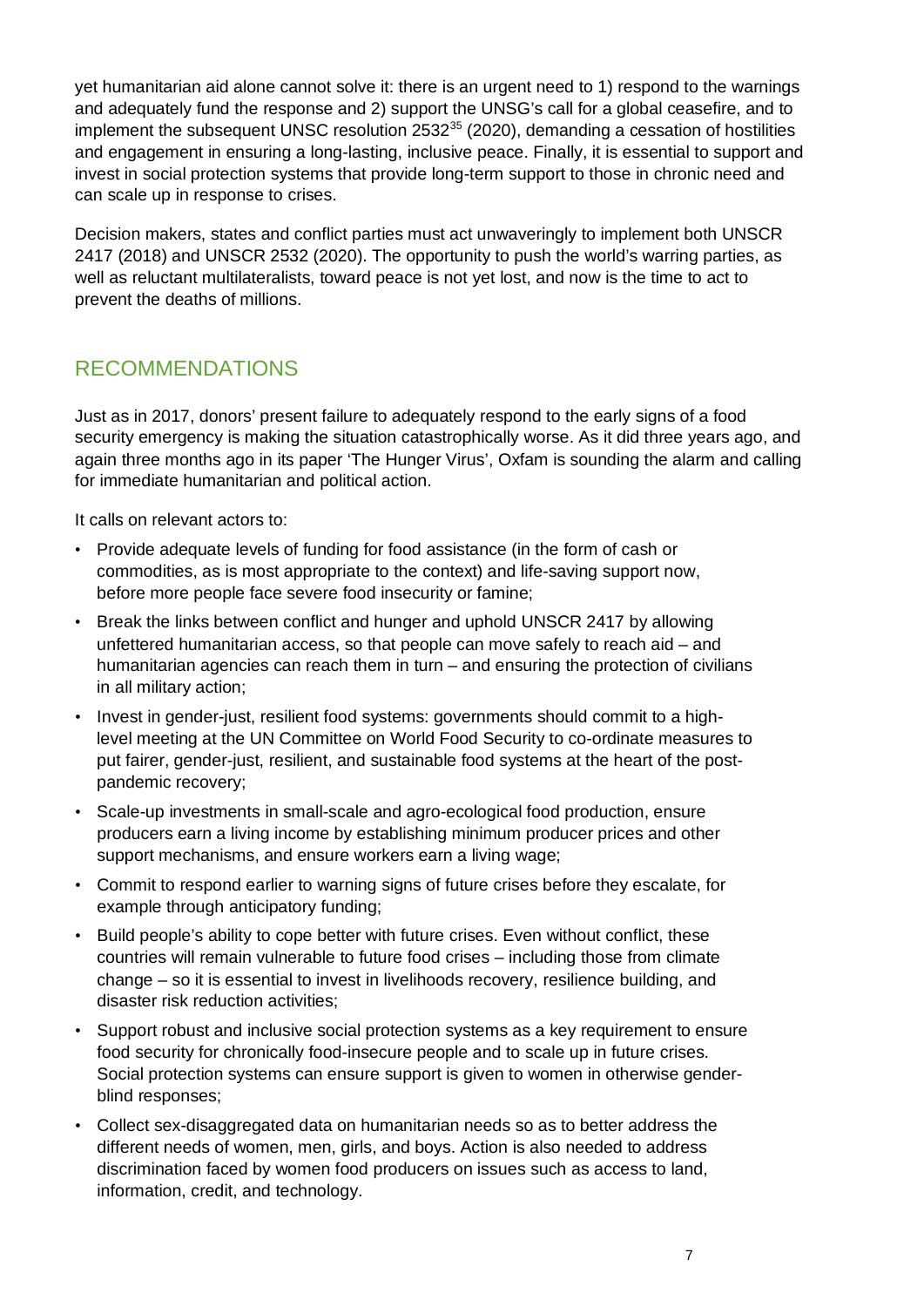yet humanitarian aid alone cannot solve it: there is an urgent need to 1) respond to the warnings and adequately fund the response and 2) support the UNSG's call for a global ceasefire, and to implement the subsequent UNSC resolution 2532[35] (2020), demanding a cessation of hostilities and engagement in ensuring a long-lasting, inclusive peace. Finally, it is essential to support and invest in social protection systems that provide long-term support to those in chronic need and can scale up in response to crises.

Decision makers, states and conflict parties must act unwaveringly to implement both UNSCR 2417 (2018) and UNSCR 2532 (2020). The opportunity to push the world's warring parties, as well as reluctant multilateralists, toward peace is not yet lost, and now is the time to act to prevent the deaths of millions.

## RECOMMENDATIONS

Just as in 2017, donors' present failure to adequately respond to the early signs of a food security emergency is making the situation catastrophically worse. As it did three years ago, and again three months ago in its paper 'The Hunger Virus', Oxfam is sounding the alarm and calling for immediate humanitarian and political action.

It calls on relevant actors to:

- Provide adequate levels of funding for food assistance (in the form of cash or commodities, as is most appropriate to the context) and life-saving support now, before more people face severe food insecurity or famine;
- Break the links between conflict and hunger and uphold UNSCR 2417 by allowing unfettered humanitarian access, so that people can move safely to reach aid – and humanitarian agencies can reach them in turn – and ensuring the protection of civilians in all military action;
- Invest in gender-just, resilient food systems: governments should commit to a high-level meeting at the UN Committee on World Food Security to co-ordinate measures to put fairer, gender-just, resilient, and sustainable food systems at the heart of the post-pandemic recovery;
- Scale-up investments in small-scale and agro-ecological food production, ensure producers earn a living income by establishing minimum producer prices and other support mechanisms, and ensure workers earn a living wage;
- Commit to respond earlier to warning signs of future crises before they escalate, for example through anticipatory funding;
- Build people's ability to cope better with future crises. Even without conflict, these countries will remain vulnerable to future food crises – including those from climate change – so it is essential to invest in livelihoods recovery, resilience building, and disaster risk reduction activities;
- Support robust and inclusive social protection systems as a key requirement to ensure food security for chronically food-insecure people and to scale up in future crises. Social protection systems can ensure support is given to women in otherwise gender-blind responses;
- Collect sex-disaggregated data on humanitarian needs so as to better address the different needs of women, men, girls, and boys. Action is also needed to address discrimination faced by women food producers on issues such as access to land, information, credit, and technology.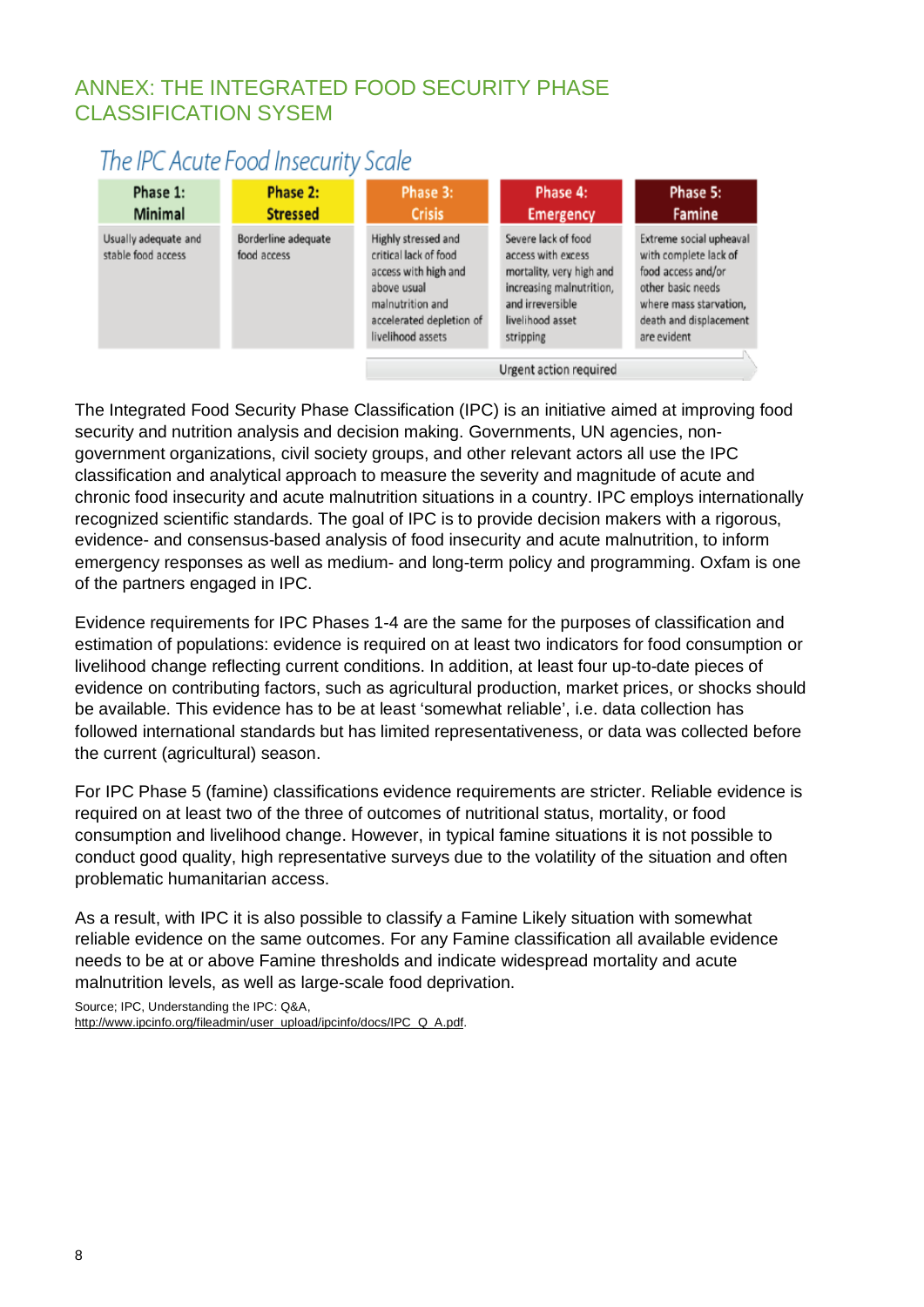## ANNEX: THE INTEGRATED FOOD SECURITY PHASE CLASSIFICATION SYSEM

*The IPC Acute Food Insecurity Scale*

| Phase 1: Minimal | Phase 2: Stressed | Phase 3: Crisis | Phase 4: Emergency | Phase 5: Famine |
|---|---|---|---|---|
| Usually adequate and stable food access | Borderline adequate food access | Highly stressed and critical lack of food access with high and above usual malnutrition and accelerated depletion of livelihood assets | Severe lack of food access with excess mortality, very high and increasing malnutrition, and irreversible livelihood asset stripping | Extreme social upheaval with complete lack of food access and/or other basic needs where mass starvation, death and displacement are evident |
| | | Urgent action required | | |

The Integrated Food Security Phase Classification (IPC) is an initiative aimed at improving food security and nutrition analysis and decision making. Governments, UN agencies, non-government organizations, civil society groups, and other relevant actors all use the IPC classification and analytical approach to measure the severity and magnitude of acute and chronic food insecurity and acute malnutrition situations in a country. IPC employs internationally recognized scientific standards. The goal of IPC is to provide decision makers with a rigorous, evidence- and consensus-based analysis of food insecurity and acute malnutrition, to inform emergency responses as well as medium- and long-term policy and programming. Oxfam is one of the partners engaged in IPC.

Evidence requirements for IPC Phases 1-4 are the same for the purposes of classification and estimation of populations: evidence is required on at least two indicators for food consumption or livelihood change reflecting current conditions. In addition, at least four up-to-date pieces of evidence on contributing factors, such as agricultural production, market prices, or shocks should be available. This evidence has to be at least 'somewhat reliable', i.e. data collection has followed international standards but has limited representativeness, or data was collected before the current (agricultural) season.

For IPC Phase 5 (famine) classifications evidence requirements are stricter. Reliable evidence is required on at least two of the three of outcomes of nutritional status, mortality, or food consumption and livelihood change. However, in typical famine situations it is not possible to conduct good quality, high representative surveys due to the volatility of the situation and often problematic humanitarian access.

As a result, with IPC it is also possible to classify a Famine Likely situation with somewhat reliable evidence on the same outcomes. For any Famine classification all available evidence needs to be at or above Famine thresholds and indicate widespread mortality and acute malnutrition levels, as well as large-scale food deprivation.

Source; IPC, Understanding the IPC: Q&A, http://www.ipcinfo.org/fileadmin/user_upload/ipcinfo/docs/IPC_Q_A.pdf.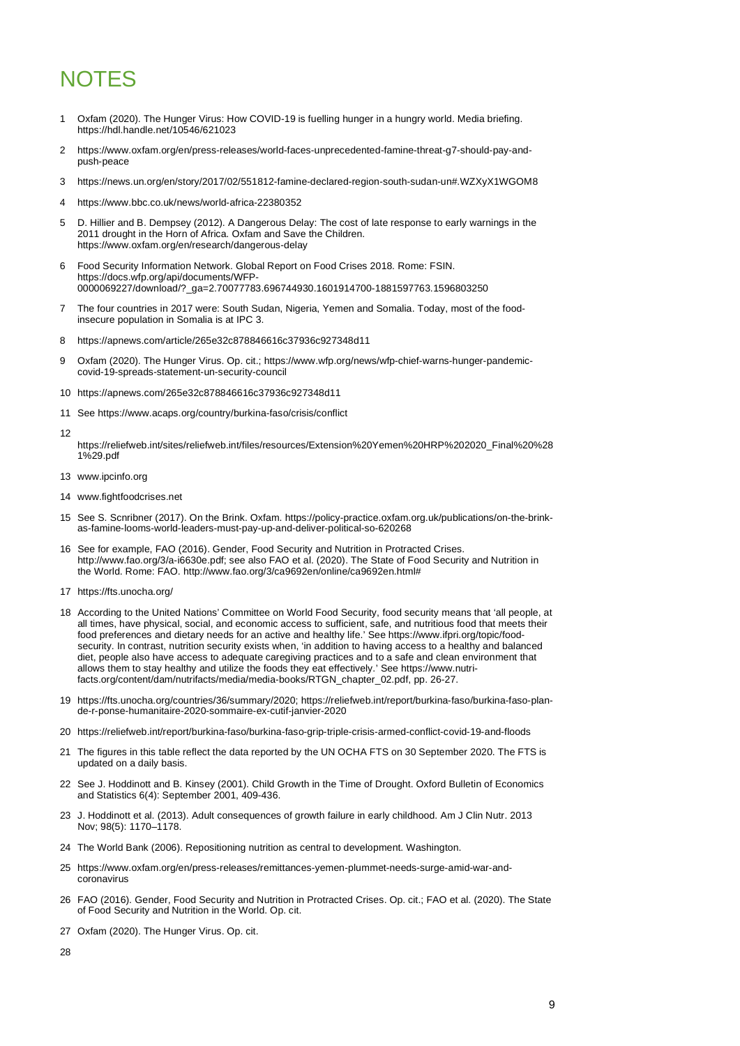# NOTES

1 Oxfam (2020). The Hunger Virus: How COVID-19 is fuelling hunger in a hungry world. Media briefing. https://hdl.handle.net/10546/621023

2 https://www.oxfam.org/en/press-releases/world-faces-unprecedented-famine-threat-g7-should-pay-and-push-peace

3 https://news.un.org/en/story/2017/02/551812-famine-declared-region-south-sudan-un#.WZXyX1WGOM8

4 https://www.bbc.co.uk/news/world-africa-22380352

5 D. Hillier and B. Dempsey (2012). A Dangerous Delay: The cost of late response to early warnings in the 2011 drought in the Horn of Africa. Oxfam and Save the Children. https://www.oxfam.org/en/research/dangerous-delay

6 Food Security Information Network. Global Report on Food Crises 2018. Rome: FSIN. https://docs.wfp.org/api/documents/WFP-0000069227/download/?_ga=2.70077783.696744930.1601914700-1881597763.1596803250

7 The four countries in 2017 were: South Sudan, Nigeria, Yemen and Somalia. Today, most of the food-insecure population in Somalia is at IPC 3.

8 https://apnews.com/article/265e32c878846616c37936c927348d11

9 Oxfam (2020). The Hunger Virus. Op. cit.; https://www.wfp.org/news/wfp-chief-warns-hunger-pandemic-covid-19-spreads-statement-un-security-council

10 https://apnews.com/265e32c878846616c37936c927348d11

11 See https://www.acaps.org/country/burkina-faso/crisis/conflict

12 https://reliefweb.int/sites/reliefweb.int/files/resources/Extension%20Yemen%20HRP%202020_Final%20%281%29.pdf

13 www.ipcinfo.org

14 www.fightfoodcrises.net

15 See S. Scnribner (2017). On the Brink. Oxfam. https://policy-practice.oxfam.org.uk/publications/on-the-brink-as-famine-looms-world-leaders-must-pay-up-and-deliver-political-so-620268

16 See for example, FAO (2016). Gender, Food Security and Nutrition in Protracted Crises. http://www.fao.org/3/a-i6630e.pdf; see also FAO et al. (2020). The State of Food Security and Nutrition in the World. Rome: FAO. http://www.fao.org/3/ca9692en/online/ca9692en.html#

17 https://fts.unocha.org/

18 According to the United Nations' Committee on World Food Security, food security means that 'all people, at all times, have physical, social, and economic access to sufficient, safe, and nutritious food that meets their food preferences and dietary needs for an active and healthy life.' See https://www.ifpri.org/topic/food-security. In contrast, nutrition security exists when, 'in addition to having access to a healthy and balanced diet, people also have access to adequate caregiving practices and to a safe and clean environment that allows them to stay healthy and utilize the foods they eat effectively.' See https://www.nutri-facts.org/content/dam/nutrifacts/media/media-books/RTGN_chapter_02.pdf, pp. 26-27.

19 https://fts.unocha.org/countries/36/summary/2020; https://reliefweb.int/report/burkina-faso/burkina-faso-plan-de-r-ponse-humanitaire-2020-sommaire-ex-cutif-janvier-2020

20 https://reliefweb.int/report/burkina-faso/burkina-faso-grip-triple-crisis-armed-conflict-covid-19-and-floods

21 The figures in this table reflect the data reported by the UN OCHA FTS on 30 September 2020. The FTS is updated on a daily basis.

22 See J. Hoddinott and B. Kinsey (2001). Child Growth in the Time of Drought. Oxford Bulletin of Economics and Statistics 6(4): September 2001, 409-436.

23 J. Hoddinott et al. (2013). Adult consequences of growth failure in early childhood. Am J Clin Nutr. 2013 Nov; 98(5): 1170–1178.

24 The World Bank (2006). Repositioning nutrition as central to development. Washington.

25 https://www.oxfam.org/en/press-releases/remittances-yemen-plummet-needs-surge-amid-war-and-coronavirus

26 FAO (2016). Gender, Food Security and Nutrition in Protracted Crises. Op. cit.; FAO et al. (2020). The State of Food Security and Nutrition in the World. Op. cit.

27 Oxfam (2020). The Hunger Virus. Op. cit.

28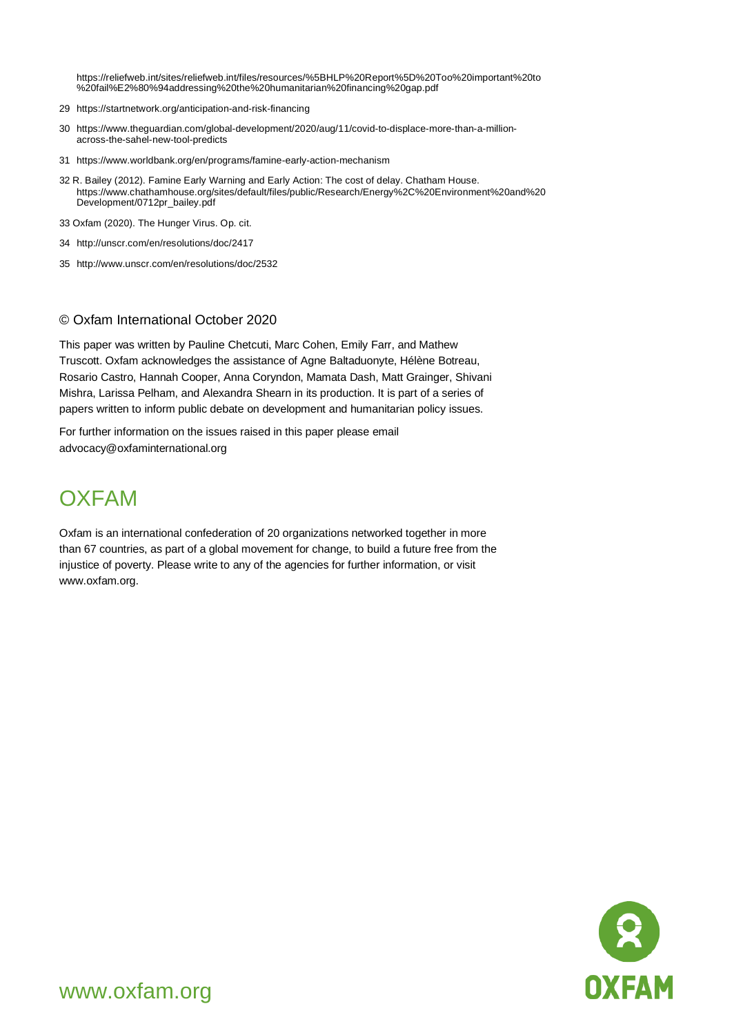https://reliefweb.int/sites/reliefweb.int/files/resources/%5BHLP%20Report%5D%20Too%20important%20to%20fail%E2%80%94addressing%20the%20humanitarian%20financing%20gap.pdf

29 https://startnetwork.org/anticipation-and-risk-financing

30 https://www.theguardian.com/global-development/2020/aug/11/covid-to-displace-more-than-a-million-across-the-sahel-new-tool-predicts

31 https://www.worldbank.org/en/programs/famine-early-action-mechanism

32 R. Bailey (2012). Famine Early Warning and Early Action: The cost of delay. Chatham House. https://www.chathamhouse.org/sites/default/files/public/Research/Energy%2C%20Environment%20and%20Development/0712pr_bailey.pdf

33 Oxfam (2020). The Hunger Virus. Op. cit.

34 http://unscr.com/en/resolutions/doc/2417

35 http://www.unscr.com/en/resolutions/doc/2532

© Oxfam International October 2020

This paper was written by Pauline Chetcuti, Marc Cohen, Emily Farr, and Mathew Truscott. Oxfam acknowledges the assistance of Agne Baltaduonyte, Hélène Botreau, Rosario Castro, Hannah Cooper, Anna Coryndon, Mamata Dash, Matt Grainger, Shivani Mishra, Larissa Pelham, and Alexandra Shearn in its production. It is part of a series of papers written to inform public debate on development and humanitarian policy issues.

For further information on the issues raised in this paper please email advocacy@oxfaminternational.org

# OXFAM

Oxfam is an international confederation of 20 organizations networked together in more than 67 countries, as part of a global movement for change, to build a future free from the injustice of poverty. Please write to any of the agencies for further information, or visit www.oxfam.org.

www.oxfam.org